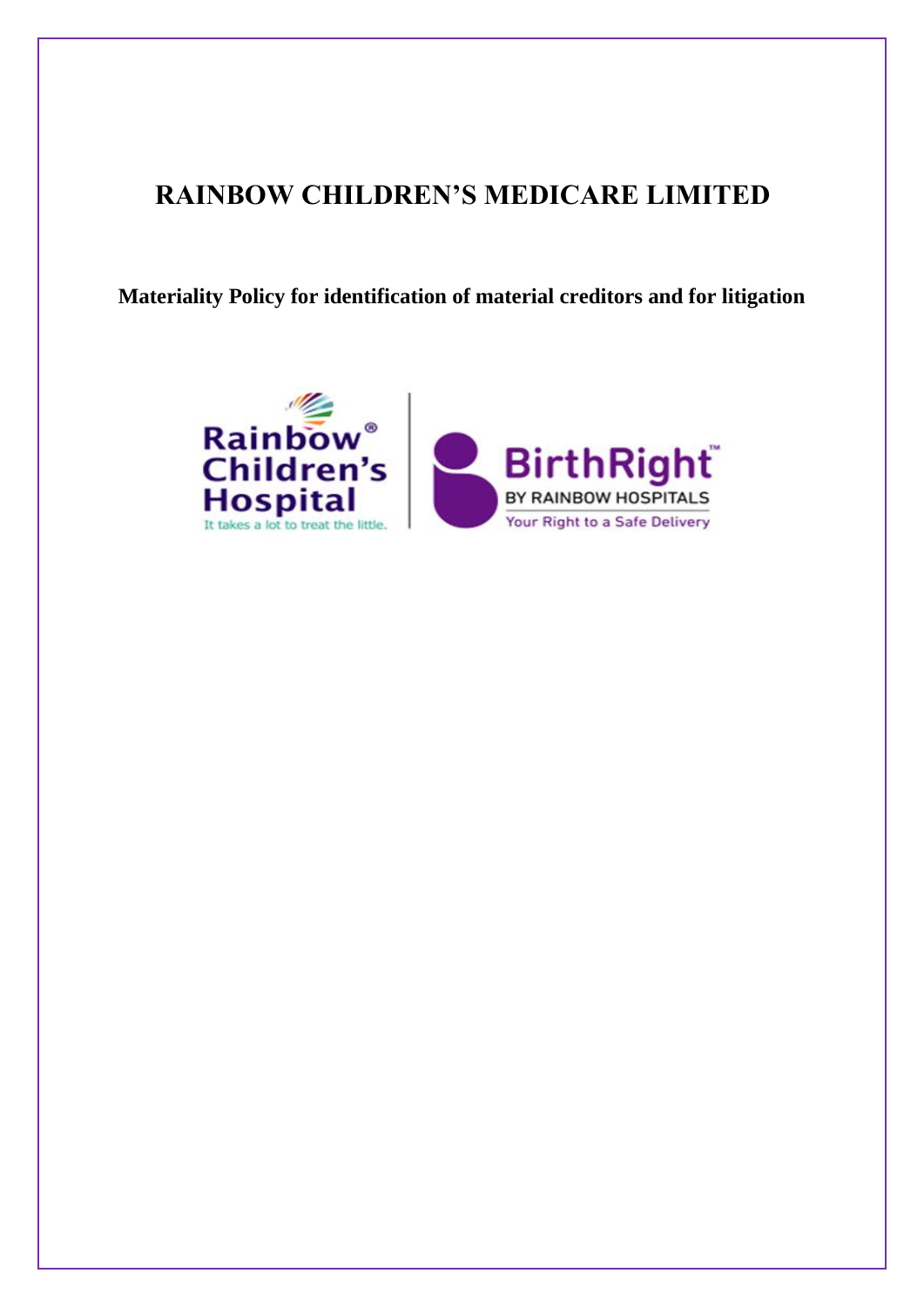# RAINBOW CHILDREN'S MEDICARE LIMITED

**Materiality Policy for identification of material creditors and for litigation**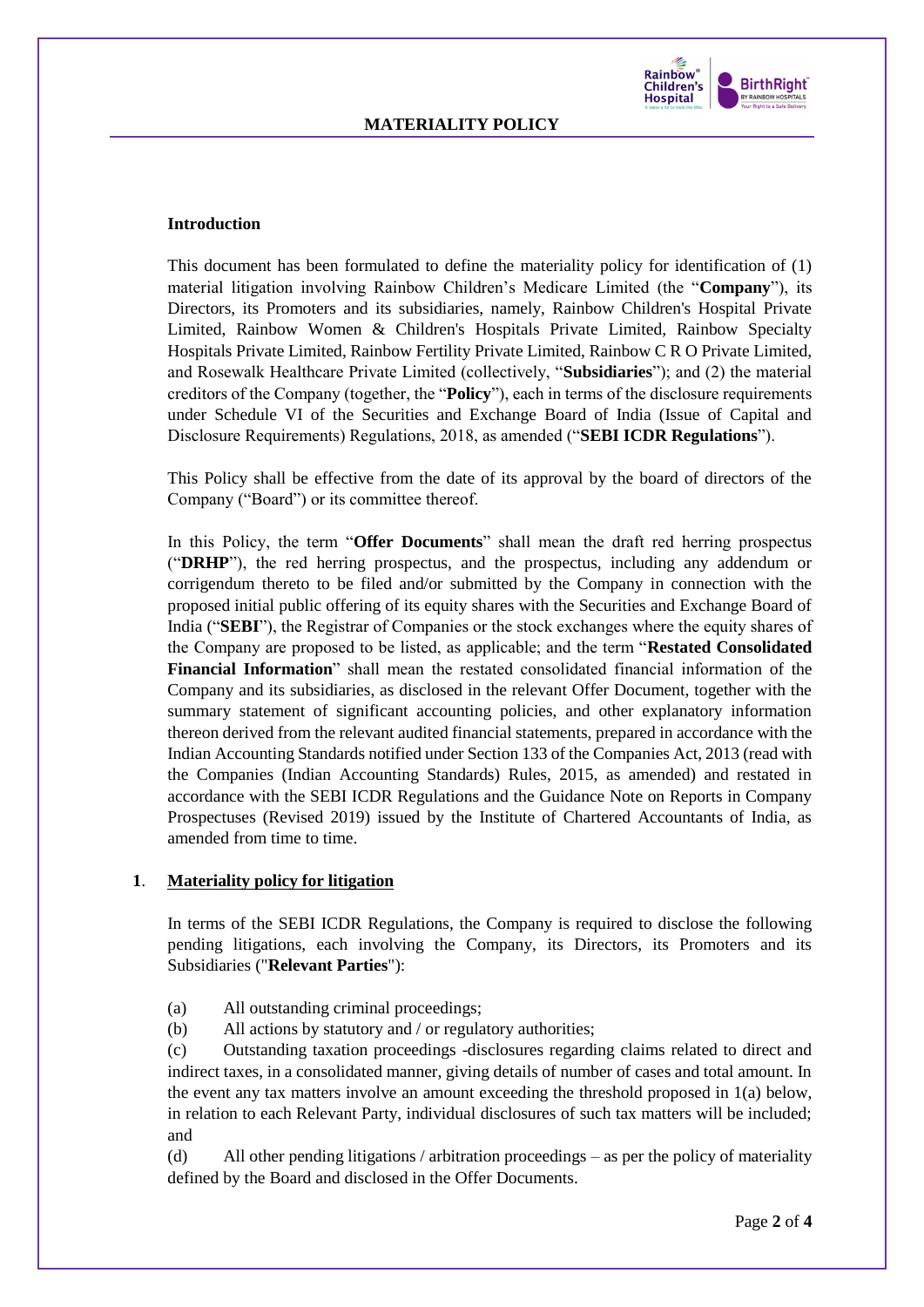**MATERIALITY POLICY**

**Introduction**

This document has been formulated to define the materiality policy for identification of (1) material litigation involving Rainbow Children's Medicare Limited (the "**Company**"), its Directors, its Promoters and its subsidiaries, namely, Rainbow Children's Hospital Private Limited, Rainbow Women & Children's Hospitals Private Limited, Rainbow Specialty Hospitals Private Limited, Rainbow Fertility Private Limited, Rainbow C R O Private Limited, and Rosewalk Healthcare Private Limited (collectively, "**Subsidiaries**"); and (2) the material creditors of the Company (together, the "**Policy**"), each in terms of the disclosure requirements under Schedule VI of the Securities and Exchange Board of India (Issue of Capital and Disclosure Requirements) Regulations, 2018, as amended ("**SEBI ICDR Regulations**").

This Policy shall be effective from the date of its approval by the board of directors of the Company ("Board") or its committee thereof.

In this Policy, the term "**Offer Documents**" shall mean the draft red herring prospectus ("**DRHP**"), the red herring prospectus, and the prospectus, including any addendum or corrigendum thereto to be filed and/or submitted by the Company in connection with the proposed initial public offering of its equity shares with the Securities and Exchange Board of India ("**SEBI**"), the Registrar of Companies or the stock exchanges where the equity shares of the Company are proposed to be listed, as applicable; and the term "**Restated Consolidated Financial Information**" shall mean the restated consolidated financial information of the Company and its subsidiaries, as disclosed in the relevant Offer Document, together with the summary statement of significant accounting policies, and other explanatory information thereon derived from the relevant audited financial statements, prepared in accordance with the Indian Accounting Standards notified under Section 133 of the Companies Act, 2013 (read with the Companies (Indian Accounting Standards) Rules, 2015, as amended) and restated in accordance with the SEBI ICDR Regulations and the Guidance Note on Reports in Company Prospectuses (Revised 2019) issued by the Institute of Chartered Accountants of India, as amended from time to time.

**1. Materiality policy for litigation**

In terms of the SEBI ICDR Regulations, the Company is required to disclose the following pending litigations, each involving the Company, its Directors, its Promoters and its Subsidiaries ("**Relevant Parties**"):

(a) All outstanding criminal proceedings;

(b) All actions by statutory and / or regulatory authorities;

(c) Outstanding taxation proceedings -disclosures regarding claims related to direct and indirect taxes, in a consolidated manner, giving details of number of cases and total amount. In the event any tax matters involve an amount exceeding the threshold proposed in 1(a) below, in relation to each Relevant Party, individual disclosures of such tax matters will be included; and

(d) All other pending litigations / arbitration proceedings – as per the policy of materiality defined by the Board and disclosed in the Offer Documents.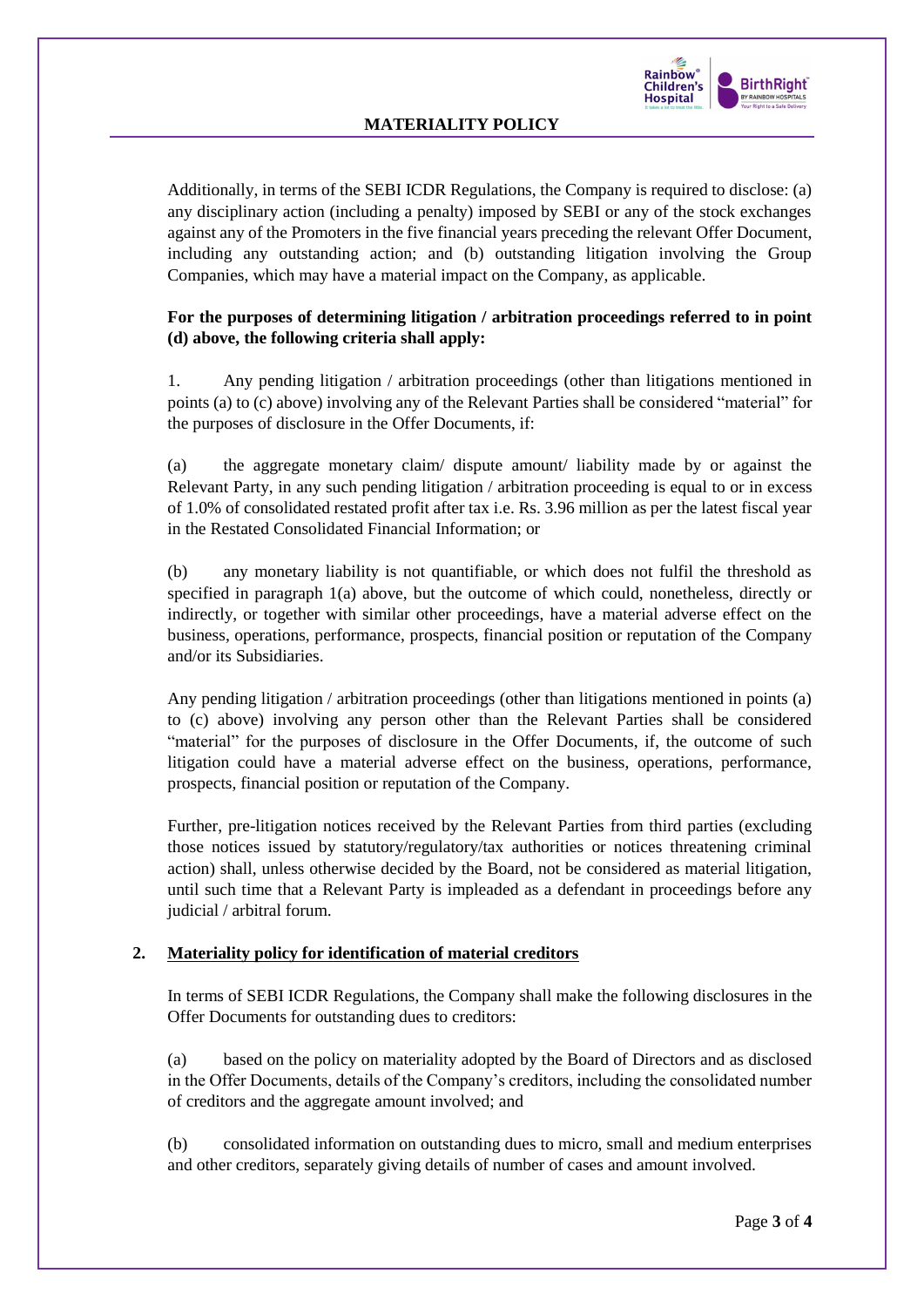Additionally, in terms of the SEBI ICDR Regulations, the Company is required to disclose: (a) any disciplinary action (including a penalty) imposed by SEBI or any of the stock exchanges against any of the Promoters in the five financial years preceding the relevant Offer Document, including any outstanding action; and (b) outstanding litigation involving the Group Companies, which may have a material impact on the Company, as applicable.

**For the purposes of determining litigation / arbitration proceedings referred to in point (d) above, the following criteria shall apply:**

1. Any pending litigation / arbitration proceedings (other than litigations mentioned in points (a) to (c) above) involving any of the Relevant Parties shall be considered "material" for the purposes of disclosure in the Offer Documents, if:

(a) the aggregate monetary claim/ dispute amount/ liability made by or against the Relevant Party, in any such pending litigation / arbitration proceeding is equal to or in excess of 1.0% of consolidated restated profit after tax i.e. Rs. 3.96 million as per the latest fiscal year in the Restated Consolidated Financial Information; or

(b) any monetary liability is not quantifiable, or which does not fulfil the threshold as specified in paragraph 1(a) above, but the outcome of which could, nonetheless, directly or indirectly, or together with similar other proceedings, have a material adverse effect on the business, operations, performance, prospects, financial position or reputation of the Company and/or its Subsidiaries.

Any pending litigation / arbitration proceedings (other than litigations mentioned in points (a) to (c) above) involving any person other than the Relevant Parties shall be considered "material" for the purposes of disclosure in the Offer Documents, if, the outcome of such litigation could have a material adverse effect on the business, operations, performance, prospects, financial position or reputation of the Company.

Further, pre-litigation notices received by the Relevant Parties from third parties (excluding those notices issued by statutory/regulatory/tax authorities or notices threatening criminal action) shall, unless otherwise decided by the Board, not be considered as material litigation, until such time that a Relevant Party is impleaded as a defendant in proceedings before any judicial / arbitral forum.

## 2. Materiality policy for identification of material creditors

In terms of SEBI ICDR Regulations, the Company shall make the following disclosures in the Offer Documents for outstanding dues to creditors:

(a) based on the policy on materiality adopted by the Board of Directors and as disclosed in the Offer Documents, details of the Company's creditors, including the consolidated number of creditors and the aggregate amount involved; and

(b) consolidated information on outstanding dues to micro, small and medium enterprises and other creditors, separately giving details of number of cases and amount involved.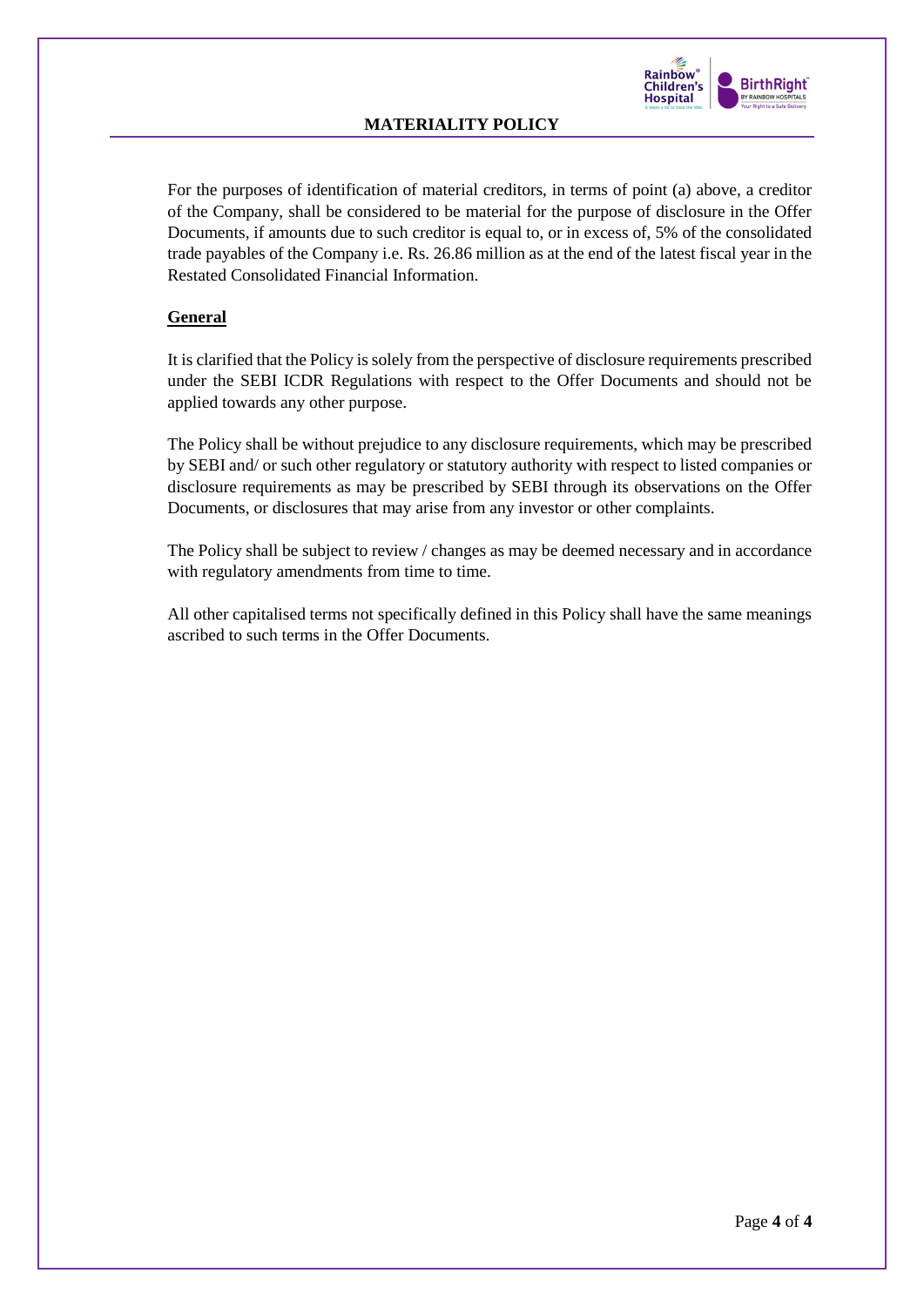For the purposes of identification of material creditors, in terms of point (a) above, a creditor of the Company, shall be considered to be material for the purpose of disclosure in the Offer Documents, if amounts due to such creditor is equal to, or in excess of, 5% of the consolidated trade payables of the Company i.e. Rs. 26.86 million as at the end of the latest fiscal year in the Restated Consolidated Financial Information.

**General**

It is clarified that the Policy is solely from the perspective of disclosure requirements prescribed under the SEBI ICDR Regulations with respect to the Offer Documents and should not be applied towards any other purpose.

The Policy shall be without prejudice to any disclosure requirements, which may be prescribed by SEBI and/ or such other regulatory or statutory authority with respect to listed companies or disclosure requirements as may be prescribed by SEBI through its observations on the Offer Documents, or disclosures that may arise from any investor or other complaints.

The Policy shall be subject to review / changes as may be deemed necessary and in accordance with regulatory amendments from time to time.

All other capitalised terms not specifically defined in this Policy shall have the same meanings ascribed to such terms in the Offer Documents.